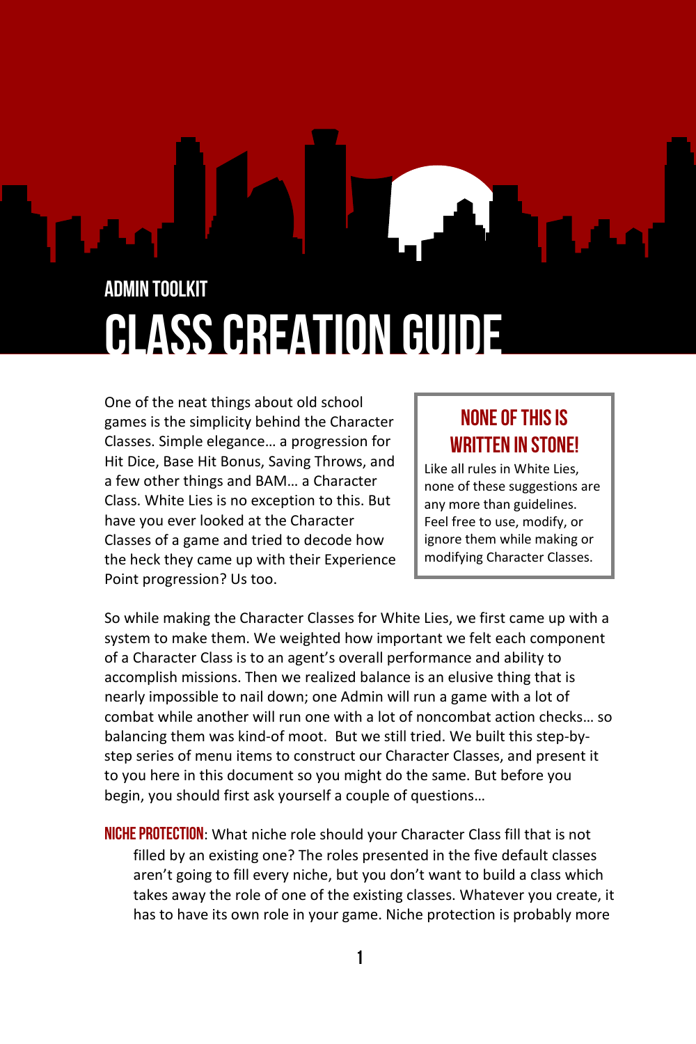ADMIN TOOLKIT

# CLASS CREATION GUIDE

One of the neat things about old school games is the simplicity behind the Character Classes. Simple elegance… a progression for Hit Dice, Base Hit Bonus, Saving Throws, and a few other things and BAM… a Character Class. White Lies is no exception to this. But have you ever looked at the Character Classes of a game and tried to decode how the heck they came up with their Experience Point progression? Us too.

> **NONE OF THIS IS WRITTEN IN STONE!**
>
> Like all rules in White Lies, none of these suggestions are any more than guidelines. Feel free to use, modify, or ignore them while making or modifying Character Classes.

So while making the Character Classes for White Lies, we first came up with a system to make them. We weighted how important we felt each component of a Character Class is to an agent's overall performance and ability to accomplish missions. Then we realized balance is an elusive thing that is nearly impossible to nail down; one Admin will run a game with a lot of combat while another will run one with a lot of noncombat action checks… so balancing them was kind-of moot. But we still tried. We built this step-by-step series of menu items to construct our Character Classes, and present it to you here in this document so you might do the same. But before you begin, you should first ask yourself a couple of questions…

**NICHE PROTECTION**: What niche role should your Character Class fill that is not filled by an existing one? The roles presented in the five default classes aren't going to fill every niche, but you don't want to build a class which takes away the role of one of the existing classes. Whatever you create, it has to have its own role in your game. Niche protection is probably more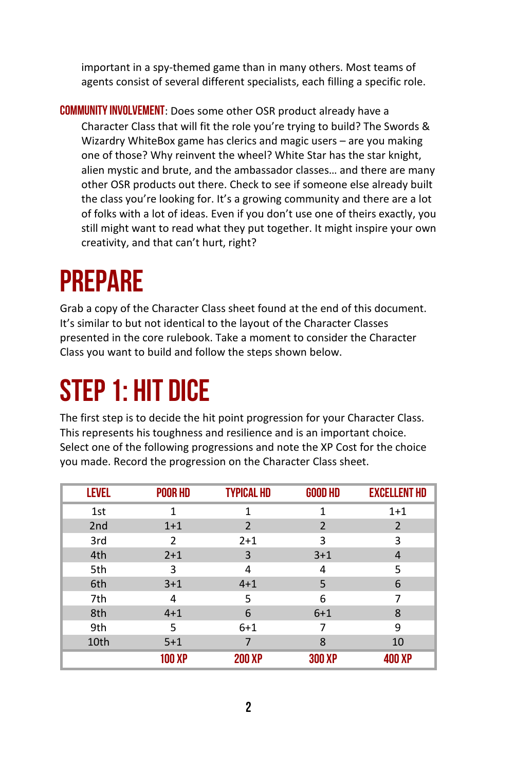important in a spy-themed game than in many others. Most teams of agents consist of several different specialists, each filling a specific role.

**COMMUNITY INVOLVEMENT**: Does some other OSR product already have a Character Class that will fit the role you're trying to build? The Swords & Wizardry WhiteBox game has clerics and magic users – are you making one of those? Why reinvent the wheel? White Star has the star knight, alien mystic and brute, and the ambassador classes… and there are many other OSR products out there. Check to see if someone else already built the class you're looking for. It's a growing community and there are a lot of folks with a lot of ideas. Even if you don't use one of theirs exactly, you still might want to read what they put together. It might inspire your own creativity, and that can't hurt, right?

# PREPARE

Grab a copy of the Character Class sheet found at the end of this document. It's similar to but not identical to the layout of the Character Classes presented in the core rulebook. Take a moment to consider the Character Class you want to build and follow the steps shown below.

# STEP 1: HIT DICE

The first step is to decide the hit point progression for your Character Class. This represents his toughness and resilience and is an important choice. Select one of the following progressions and note the XP Cost for the choice you made. Record the progression on the Character Class sheet.

| LEVEL | POOR HD | TYPICAL HD | GOOD HD | EXCELLENT HD |
|---|---|---|---|---|
| 1st | 1 | 1 | 1 | 1+1 |
| 2nd | 1+1 | 2 | 2 | 2 |
| 3rd | 2 | 2+1 | 3 | 3 |
| 4th | 2+1 | 3 | 3+1 | 4 |
| 5th | 3 | 4 | 4 | 5 |
| 6th | 3+1 | 4+1 | 5 | 6 |
| 7th | 4 | 5 | 6 | 7 |
| 8th | 4+1 | 6 | 6+1 | 8 |
| 9th | 5 | 6+1 | 7 | 9 |
| 10th | 5+1 | 7 | 8 | 10 |
| | **100 XP** | **200 XP** | **300 XP** | **400 XP** |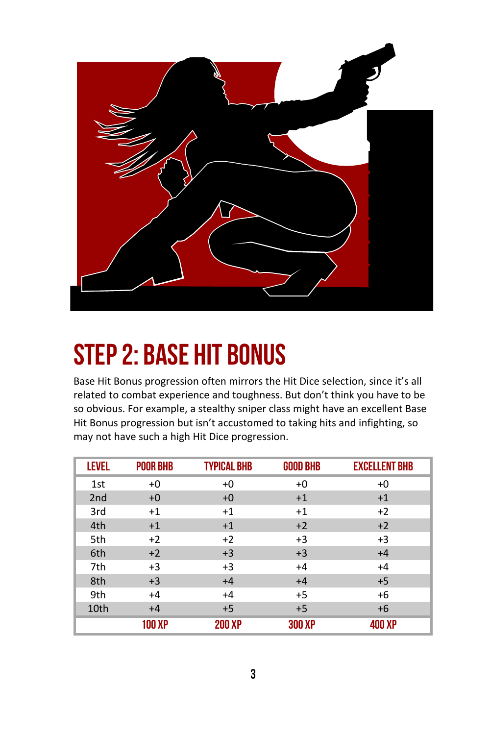## STEP 2: BASE HIT BONUS

Base Hit Bonus progression often mirrors the Hit Dice selection, since it's all related to combat experience and toughness. But don't think you have to be so obvious. For example, a stealthy sniper class might have an excellent Base Hit Bonus progression but isn't accustomed to taking hits and infighting, so may not have such a high Hit Dice progression.

| LEVEL | POOR BHB | TYPICAL BHB | GOOD BHB | EXCELLENT BHB |
|---|---|---|---|---|
| 1st | +0 | +0 | +0 | +0 |
| 2nd | +0 | +0 | +1 | +1 |
| 3rd | +1 | +1 | +1 | +2 |
| 4th | +1 | +1 | +2 | +2 |
| 5th | +2 | +2 | +3 | +3 |
| 6th | +2 | +3 | +3 | +4 |
| 7th | +3 | +3 | +4 | +4 |
| 8th | +3 | +4 | +4 | +5 |
| 9th | +4 | +4 | +5 | +6 |
| 10th | +4 | +5 | +5 | +6 |
| | 100 XP | 200 XP | 300 XP | 400 XP |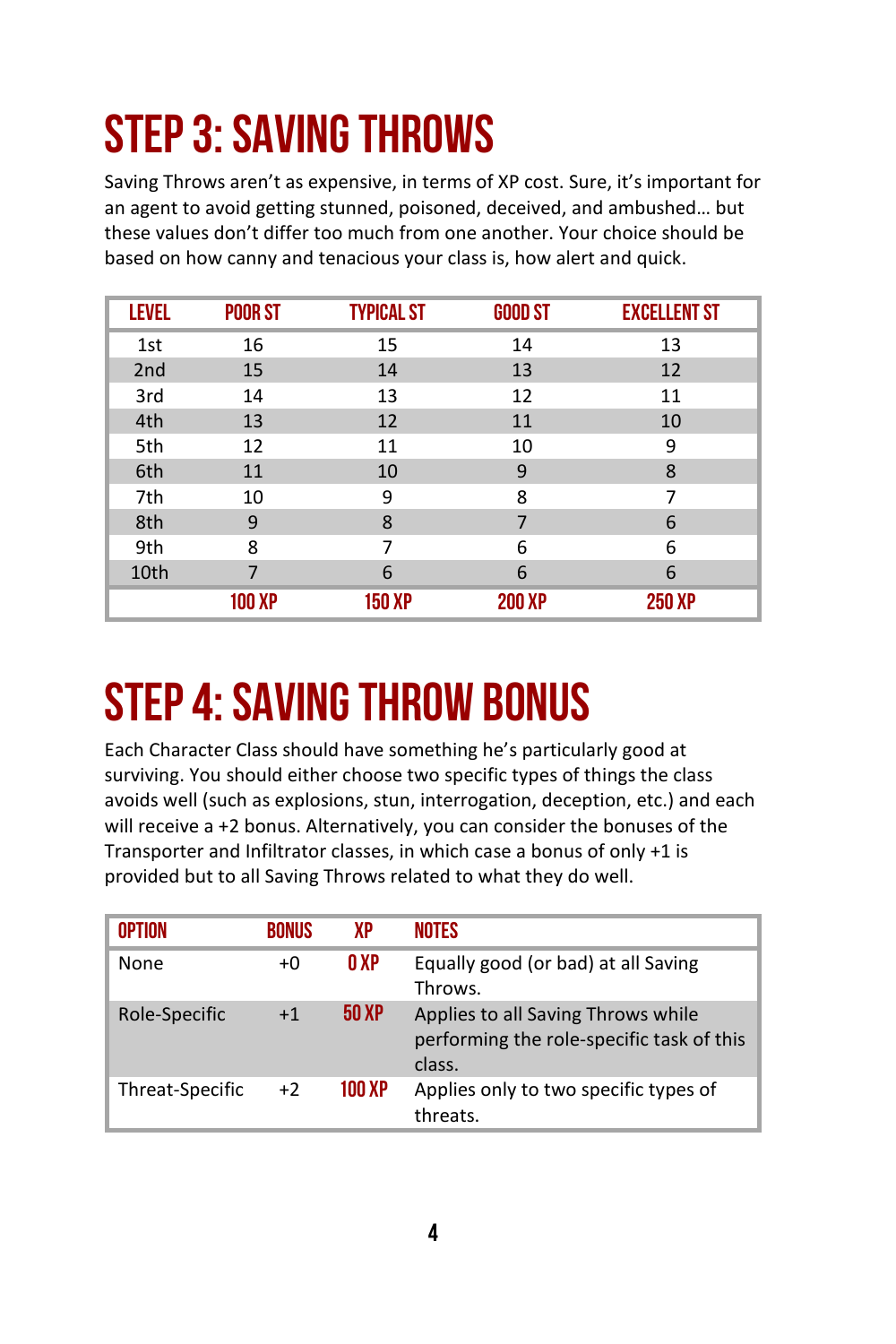# STEP 3: SAVING THROWS

Saving Throws aren't as expensive, in terms of XP cost. Sure, it's important for an agent to avoid getting stunned, poisoned, deceived, and ambushed… but these values don't differ too much from one another. Your choice should be based on how canny and tenacious your class is, how alert and quick.

| LEVEL | POOR ST | TYPICAL ST | GOOD ST | EXCELLENT ST |
|---|---|---|---|---|
| 1st | 16 | 15 | 14 | 13 |
| 2nd | 15 | 14 | 13 | 12 |
| 3rd | 14 | 13 | 12 | 11 |
| 4th | 13 | 12 | 11 | 10 |
| 5th | 12 | 11 | 10 | 9 |
| 6th | 11 | 10 | 9 | 8 |
| 7th | 10 | 9 | 8 | 7 |
| 8th | 9 | 8 | 7 | 6 |
| 9th | 8 | 7 | 6 | 6 |
| 10th | 7 | 6 | 6 | 6 |
| | 100 XP | 150 XP | 200 XP | 250 XP |

# STEP 4: SAVING THROW BONUS

Each Character Class should have something he's particularly good at surviving. You should either choose two specific types of things the class avoids well (such as explosions, stun, interrogation, deception, etc.) and each will receive a +2 bonus. Alternatively, you can consider the bonuses of the Transporter and Infiltrator classes, in which case a bonus of only +1 is provided but to all Saving Throws related to what they do well.

| OPTION | BONUS | XP | NOTES |
|---|---|---|---|
| None | +0 | 0 XP | Equally good (or bad) at all Saving Throws. |
| Role-Specific | +1 | 50 XP | Applies to all Saving Throws while performing the role-specific task of this class. |
| Threat-Specific | +2 | 100 XP | Applies only to two specific types of threats. |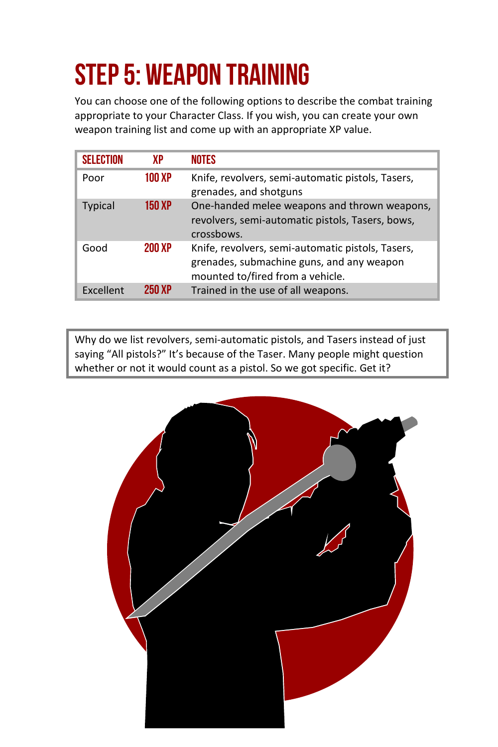# STEP 5: WEAPON TRAINING

You can choose one of the following options to describe the combat training appropriate to your Character Class. If you wish, you can create your own weapon training list and come up with an appropriate XP value.

| SELECTION | XP | NOTES |
|---|---|---|
| Poor | 100 XP | Knife, revolvers, semi-automatic pistols, Tasers, grenades, and shotguns |
| Typical | 150 XP | One-handed melee weapons and thrown weapons, revolvers, semi-automatic pistols, Tasers, bows, crossbows. |
| Good | 200 XP | Knife, revolvers, semi-automatic pistols, Tasers, grenades, submachine guns, and any weapon mounted to/fired from a vehicle. |
| Excellent | 250 XP | Trained in the use of all weapons. |

> Why do we list revolvers, semi-automatic pistols, and Tasers instead of just saying "All pistols?" It's because of the Taser. Many people might question whether or not it would count as a pistol. So we got specific. Get it?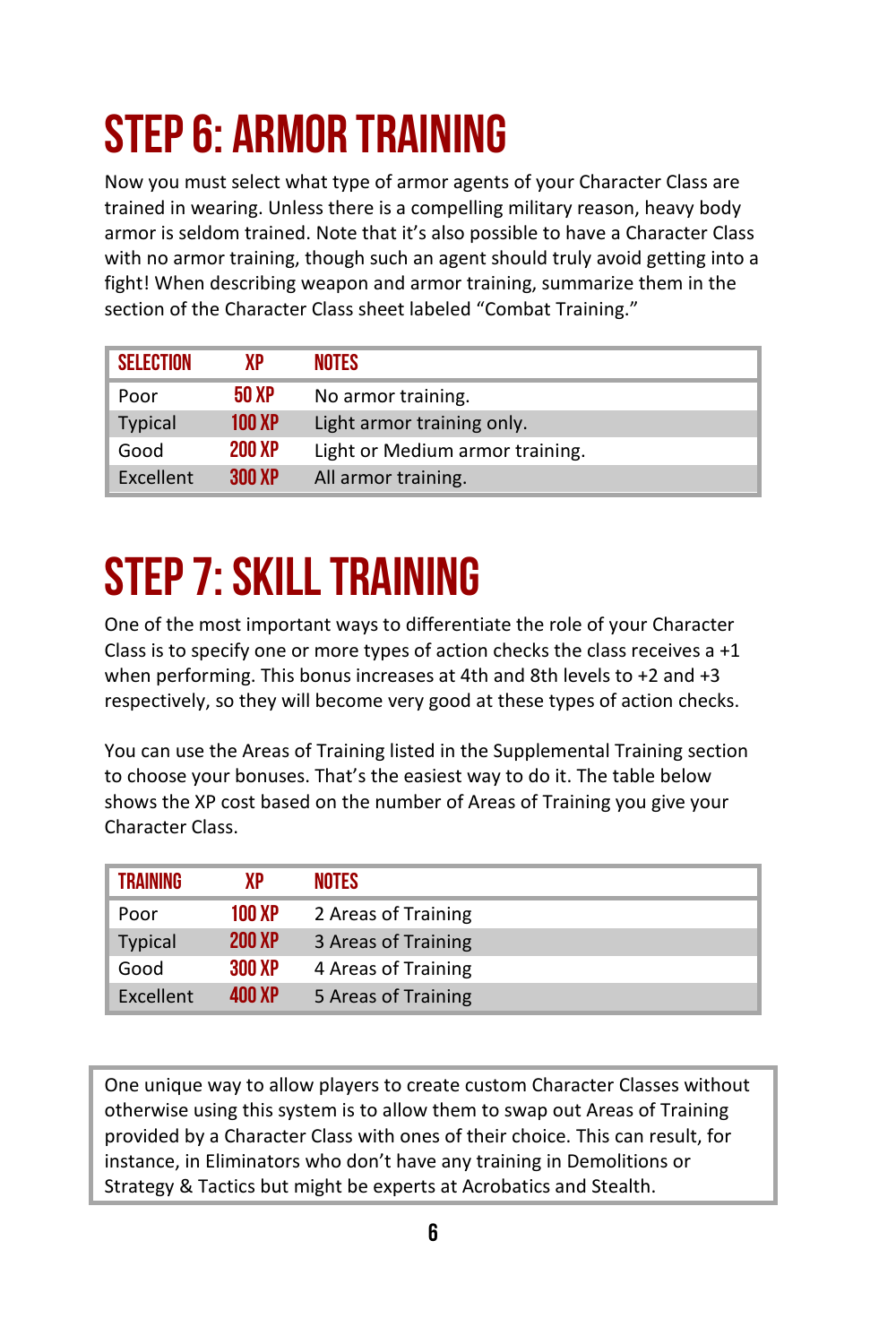# STEP 6: ARMOR TRAINING

Now you must select what type of armor agents of your Character Class are trained in wearing. Unless there is a compelling military reason, heavy body armor is seldom trained. Note that it's also possible to have a Character Class with no armor training, though such an agent should truly avoid getting into a fight! When describing weapon and armor training, summarize them in the section of the Character Class sheet labeled "Combat Training."

| SELECTION | XP | NOTES |
|---|---|---|
| Poor | 50 XP | No armor training. |
| Typical | 100 XP | Light armor training only. |
| Good | 200 XP | Light or Medium armor training. |
| Excellent | 300 XP | All armor training. |

# STEP 7: SKILL TRAINING

One of the most important ways to differentiate the role of your Character Class is to specify one or more types of action checks the class receives a +1 when performing. This bonus increases at 4th and 8th levels to +2 and +3 respectively, so they will become very good at these types of action checks.

You can use the Areas of Training listed in the Supplemental Training section to choose your bonuses. That's the easiest way to do it. The table below shows the XP cost based on the number of Areas of Training you give your Character Class.

| TRAINING | XP | NOTES |
|---|---|---|
| Poor | 100 XP | 2 Areas of Training |
| Typical | 200 XP | 3 Areas of Training |
| Good | 300 XP | 4 Areas of Training |
| Excellent | 400 XP | 5 Areas of Training |

One unique way to allow players to create custom Character Classes without otherwise using this system is to allow them to swap out Areas of Training provided by a Character Class with ones of their choice. This can result, for instance, in Eliminators who don't have any training in Demolitions or Strategy & Tactics but might be experts at Acrobatics and Stealth.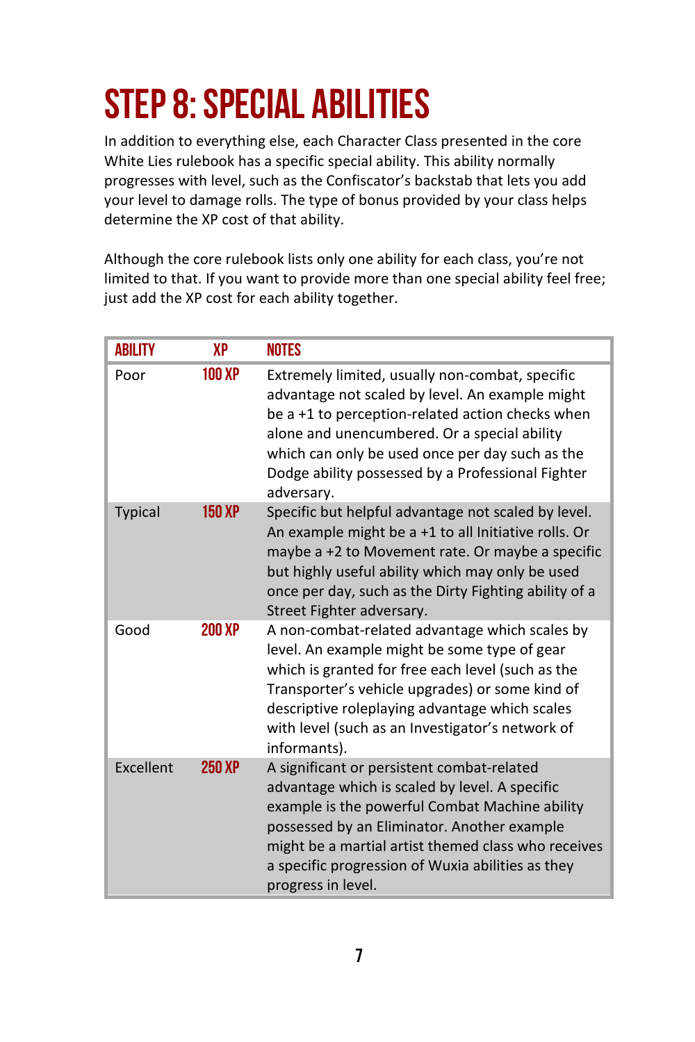# STEP 8: SPECIAL ABILITIES

In addition to everything else, each Character Class presented in the core White Lies rulebook has a specific special ability. This ability normally progresses with level, such as the Confiscator's backstab that lets you add your level to damage rolls. The type of bonus provided by your class helps determine the XP cost of that ability.

Although the core rulebook lists only one ability for each class, you're not limited to that. If you want to provide more than one special ability feel free; just add the XP cost for each ability together.

| ABILITY | XP | NOTES |
|---|---|---|
| Poor | 100 XP | Extremely limited, usually non-combat, specific advantage not scaled by level. An example might be a +1 to perception-related action checks when alone and unencumbered. Or a special ability which can only be used once per day such as the Dodge ability possessed by a Professional Fighter adversary. |
| Typical | 150 XP | Specific but helpful advantage not scaled by level. An example might be a +1 to all Initiative rolls. Or maybe a +2 to Movement rate. Or maybe a specific but highly useful ability which may only be used once per day, such as the Dirty Fighting ability of a Street Fighter adversary. |
| Good | 200 XP | A non-combat-related advantage which scales by level. An example might be some type of gear which is granted for free each level (such as the Transporter's vehicle upgrades) or some kind of descriptive roleplaying advantage which scales with level (such as an Investigator's network of informants). |
| Excellent | 250 XP | A significant or persistent combat-related advantage which is scaled by level. A specific example is the powerful Combat Machine ability possessed by an Eliminator. Another example might be a martial artist themed class who receives a specific progression of Wuxia abilities as they progress in level. |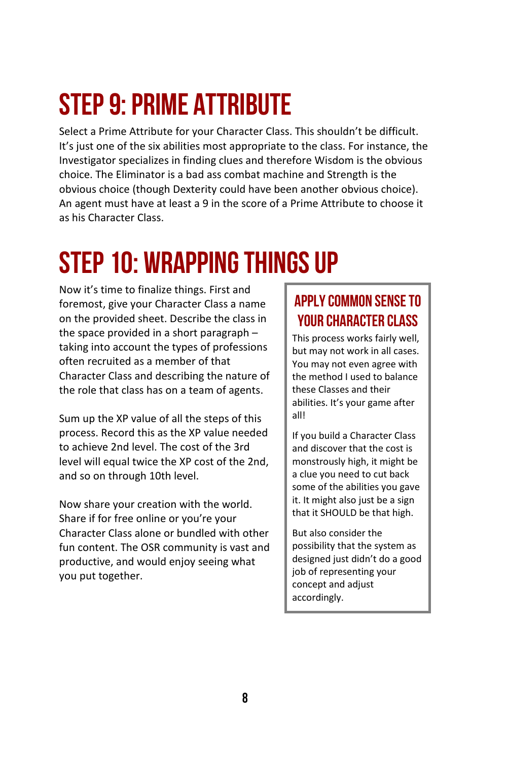# STEP 9: PRIME ATTRIBUTE

Select a Prime Attribute for your Character Class. This shouldn't be difficult. It's just one of the six abilities most appropriate to the class. For instance, the Investigator specializes in finding clues and therefore Wisdom is the obvious choice. The Eliminator is a bad ass combat machine and Strength is the obvious choice (though Dexterity could have been another obvious choice). An agent must have at least a 9 in the score of a Prime Attribute to choose it as his Character Class.

# STEP 10: WRAPPING THINGS UP

Now it's time to finalize things. First and foremost, give your Character Class a name on the provided sheet. Describe the class in the space provided in a short paragraph – taking into account the types of professions often recruited as a member of that Character Class and describing the nature of the role that class has on a team of agents.

Sum up the XP value of all the steps of this process. Record this as the XP value needed to achieve 2nd level. The cost of the 3rd level will equal twice the XP cost of the 2nd, and so on through 10th level.

Now share your creation with the world. Share if for free online or you're your Character Class alone or bundled with other fun content. The OSR community is vast and productive, and would enjoy seeing what you put together.

## APPLY COMMON SENSE TO YOUR CHARACTER CLASS

This process works fairly well, but may not work in all cases. You may not even agree with the method I used to balance these Classes and their abilities. It's your game after all!

If you build a Character Class and discover that the cost is monstrously high, it might be a clue you need to cut back some of the abilities you gave it. It might also just be a sign that it SHOULD be that high.

But also consider the possibility that the system as designed just didn't do a good job of representing your concept and adjust accordingly.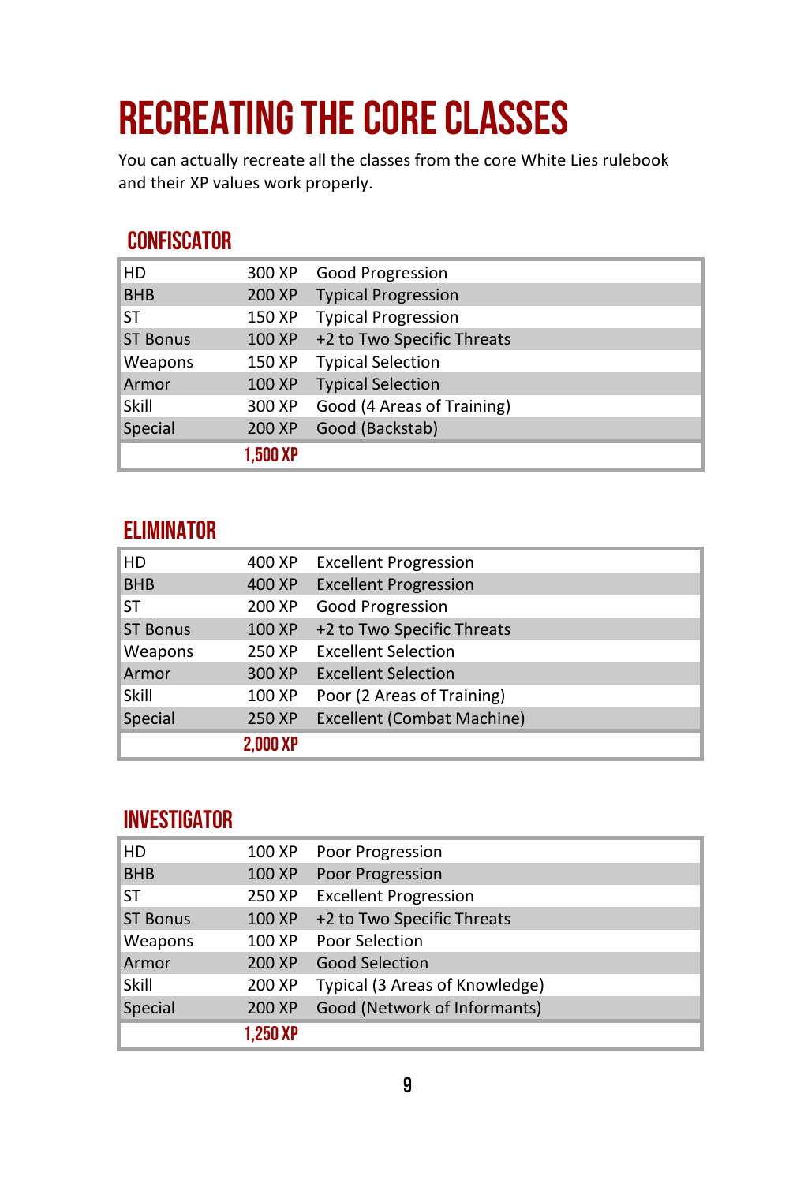# RECREATING THE CORE CLASSES

You can actually recreate all the classes from the core White Lies rulebook and their XP values work properly.

## CONFISCATOR

| | | |
|---|---|---|
| HD | 300 XP | Good Progression |
| BHB | 200 XP | Typical Progression |
| ST | 150 XP | Typical Progression |
| ST Bonus | 100 XP | +2 to Two Specific Threats |
| Weapons | 150 XP | Typical Selection |
| Armor | 100 XP | Typical Selection |
| Skill | 300 XP | Good (4 Areas of Training) |
| Special | 200 XP | Good (Backstab) |
| | **1,500 XP** | |

## ELIMINATOR

| | | |
|---|---|---|
| HD | 400 XP | Excellent Progression |
| BHB | 400 XP | Excellent Progression |
| ST | 200 XP | Good Progression |
| ST Bonus | 100 XP | +2 to Two Specific Threats |
| Weapons | 250 XP | Excellent Selection |
| Armor | 300 XP | Excellent Selection |
| Skill | 100 XP | Poor (2 Areas of Training) |
| Special | 250 XP | Excellent (Combat Machine) |
| | **2,000 XP** | |

## INVESTIGATOR

| | | |
|---|---|---|
| HD | 100 XP | Poor Progression |
| BHB | 100 XP | Poor Progression |
| ST | 250 XP | Excellent Progression |
| ST Bonus | 100 XP | +2 to Two Specific Threats |
| Weapons | 100 XP | Poor Selection |
| Armor | 200 XP | Good Selection |
| Skill | 200 XP | Typical (3 Areas of Knowledge) |
| Special | 200 XP | Good (Network of Informants) |
| | **1,250 XP** | |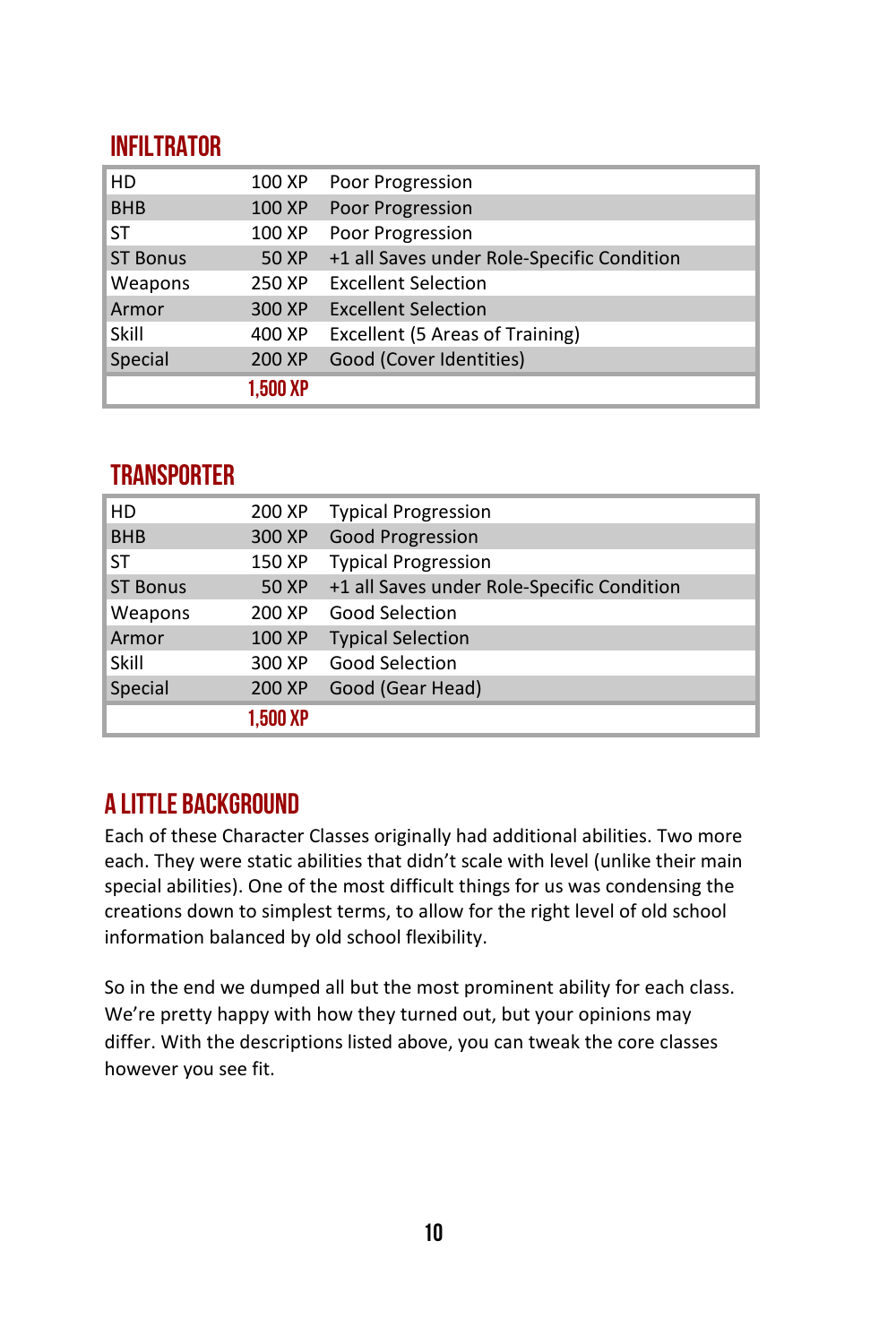## INFILTRATOR

| | | |
|---|---|---|
| HD | 100 XP | Poor Progression |
| BHB | 100 XP | Poor Progression |
| ST | 100 XP | Poor Progression |
| ST Bonus | 50 XP | +1 all Saves under Role-Specific Condition |
| Weapons | 250 XP | Excellent Selection |
| Armor | 300 XP | Excellent Selection |
| Skill | 400 XP | Excellent (5 Areas of Training) |
| Special | 200 XP | Good (Cover Identities) |
| | **1,500 XP** | |

## TRANSPORTER

| | | |
|---|---|---|
| HD | 200 XP | Typical Progression |
| BHB | 300 XP | Good Progression |
| ST | 150 XP | Typical Progression |
| ST Bonus | 50 XP | +1 all Saves under Role-Specific Condition |
| Weapons | 200 XP | Good Selection |
| Armor | 100 XP | Typical Selection |
| Skill | 300 XP | Good Selection |
| Special | 200 XP | Good (Gear Head) |
| | **1,500 XP** | |

## A LITTLE BACKGROUND

Each of these Character Classes originally had additional abilities. Two more each. They were static abilities that didn't scale with level (unlike their main special abilities). One of the most difficult things for us was condensing the creations down to simplest terms, to allow for the right level of old school information balanced by old school flexibility.

So in the end we dumped all but the most prominent ability for each class. We're pretty happy with how they turned out, but your opinions may differ. With the descriptions listed above, you can tweak the core classes however you see fit.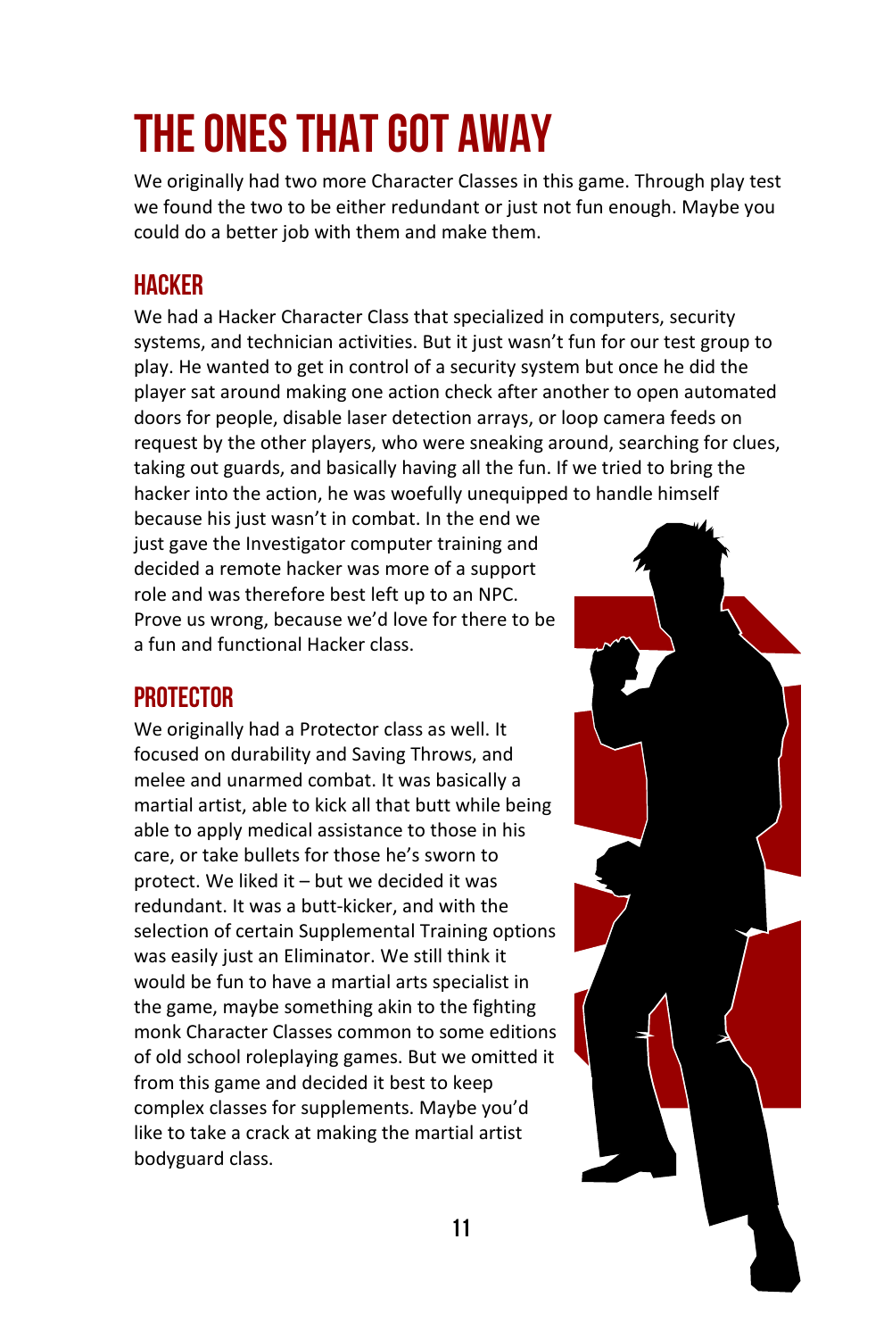# THE ONES THAT GOT AWAY

We originally had two more Character Classes in this game. Through play test we found the two to be either redundant or just not fun enough. Maybe you could do a better job with them and make them.

## HACKER

We had a Hacker Character Class that specialized in computers, security systems, and technician activities. But it just wasn't fun for our test group to play. He wanted to get in control of a security system but once he did the player sat around making one action check after another to open automated doors for people, disable laser detection arrays, or loop camera feeds on request by the other players, who were sneaking around, searching for clues, taking out guards, and basically having all the fun. If we tried to bring the hacker into the action, he was woefully unequipped to handle himself because his just wasn't in combat. In the end we just gave the Investigator computer training and decided a remote hacker was more of a support role and was therefore best left up to an NPC. Prove us wrong, because we'd love for there to be a fun and functional Hacker class.

## PROTECTOR

We originally had a Protector class as well. It focused on durability and Saving Throws, and melee and unarmed combat. It was basically a martial artist, able to kick all that butt while being able to apply medical assistance to those in his care, or take bullets for those he's sworn to protect. We liked it – but we decided it was redundant. It was a butt-kicker, and with the selection of certain Supplemental Training options was easily just an Eliminator. We still think it would be fun to have a martial arts specialist in the game, maybe something akin to the fighting monk Character Classes common to some editions of old school roleplaying games. But we omitted it from this game and decided it best to keep complex classes for supplements. Maybe you'd like to take a crack at making the martial artist bodyguard class.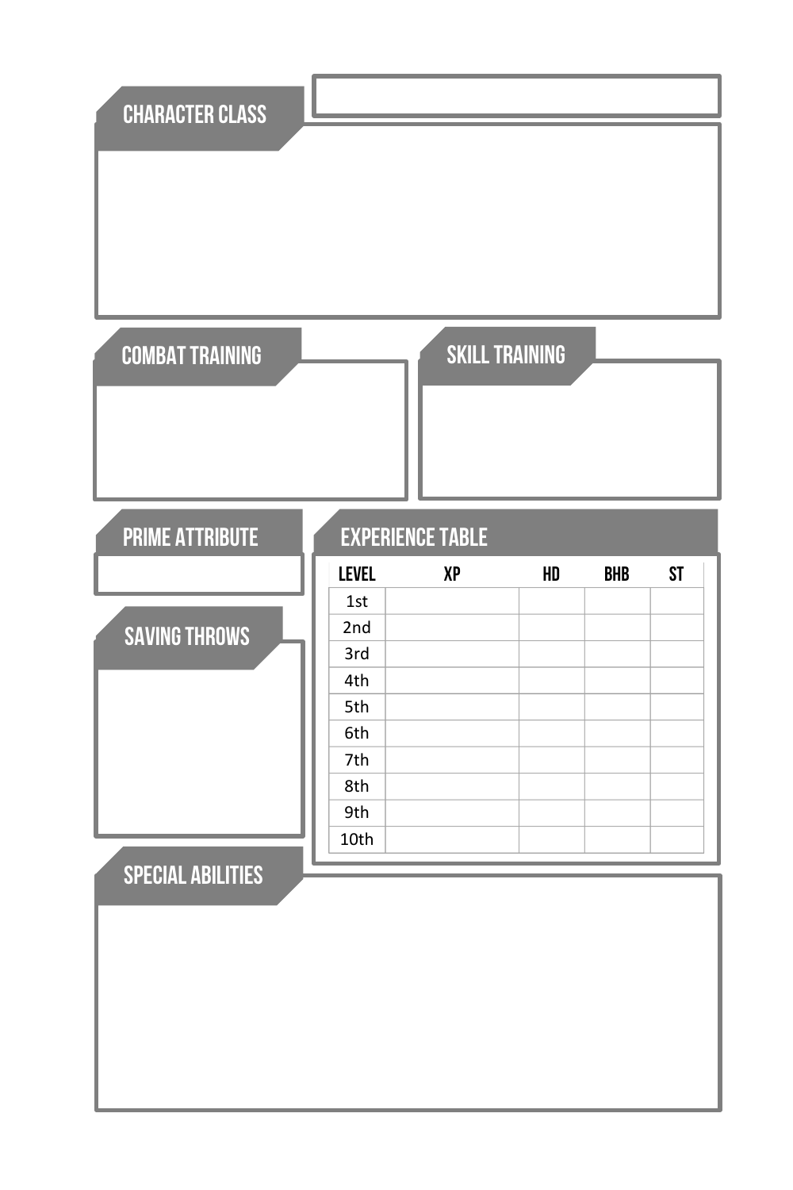## CHARACTER CLASS

## COMBAT TRAINING

## SKILL TRAINING

## PRIME ATTRIBUTE

## SAVING THROWS

## EXPERIENCE TABLE

| LEVEL | XP | HD | BHB | ST |
|---|---|---|---|---|
| 1st | | | | |
| 2nd | | | | |
| 3rd | | | | |
| 4th | | | | |
| 5th | | | | |
| 6th | | | | |
| 7th | | | | |
| 8th | | | | |
| 9th | | | | |
| 10th | | | | |

## SPECIAL ABILITIES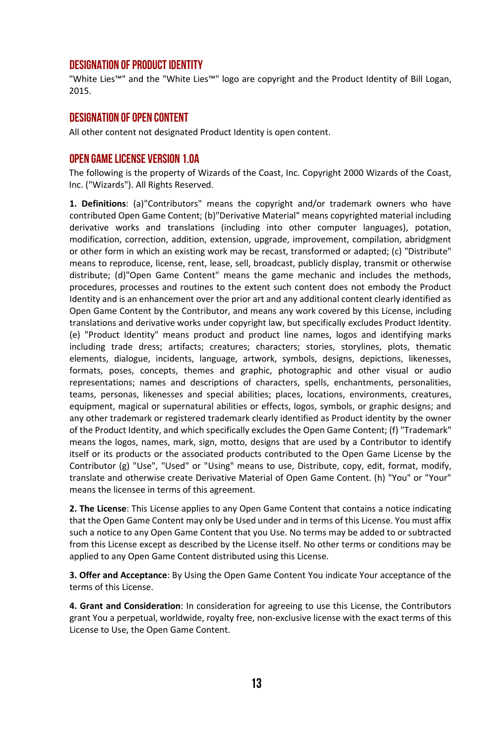## Designation of Product Identity

"White Lies™" and the "White Lies™" logo are copyright and the Product Identity of Bill Logan, 2015.

## Designation of Open Content

All other content not designated Product Identity is open content.

## Open Game License Version 1.0a

The following is the property of Wizards of the Coast, Inc. Copyright 2000 Wizards of the Coast, Inc. ("Wizards"). All Rights Reserved.

**1. Definitions**: (a)"Contributors" means the copyright and/or trademark owners who have contributed Open Game Content; (b)"Derivative Material" means copyrighted material including derivative works and translations (including into other computer languages), potation, modification, correction, addition, extension, upgrade, improvement, compilation, abridgment or other form in which an existing work may be recast, transformed or adapted; (c) "Distribute" means to reproduce, license, rent, lease, sell, broadcast, publicly display, transmit or otherwise distribute; (d)"Open Game Content" means the game mechanic and includes the methods, procedures, processes and routines to the extent such content does not embody the Product Identity and is an enhancement over the prior art and any additional content clearly identified as Open Game Content by the Contributor, and means any work covered by this License, including translations and derivative works under copyright law, but specifically excludes Product Identity. (e) "Product Identity" means product and product line names, logos and identifying marks including trade dress; artifacts; creatures; characters; stories, storylines, plots, thematic elements, dialogue, incidents, language, artwork, symbols, designs, depictions, likenesses, formats, poses, concepts, themes and graphic, photographic and other visual or audio representations; names and descriptions of characters, spells, enchantments, personalities, teams, personas, likenesses and special abilities; places, locations, environments, creatures, equipment, magical or supernatural abilities or effects, logos, symbols, or graphic designs; and any other trademark or registered trademark clearly identified as Product identity by the owner of the Product Identity, and which specifically excludes the Open Game Content; (f) "Trademark" means the logos, names, mark, sign, motto, designs that are used by a Contributor to identify itself or its products or the associated products contributed to the Open Game License by the Contributor (g) "Use", "Used" or "Using" means to use, Distribute, copy, edit, format, modify, translate and otherwise create Derivative Material of Open Game Content. (h) "You" or "Your" means the licensee in terms of this agreement.

**2. The License**: This License applies to any Open Game Content that contains a notice indicating that the Open Game Content may only be Used under and in terms of this License. You must affix such a notice to any Open Game Content that you Use. No terms may be added to or subtracted from this License except as described by the License itself. No other terms or conditions may be applied to any Open Game Content distributed using this License.

**3. Offer and Acceptance**: By Using the Open Game Content You indicate Your acceptance of the terms of this License.

**4. Grant and Consideration**: In consideration for agreeing to use this License, the Contributors grant You a perpetual, worldwide, royalty free, non-exclusive license with the exact terms of this License to Use, the Open Game Content.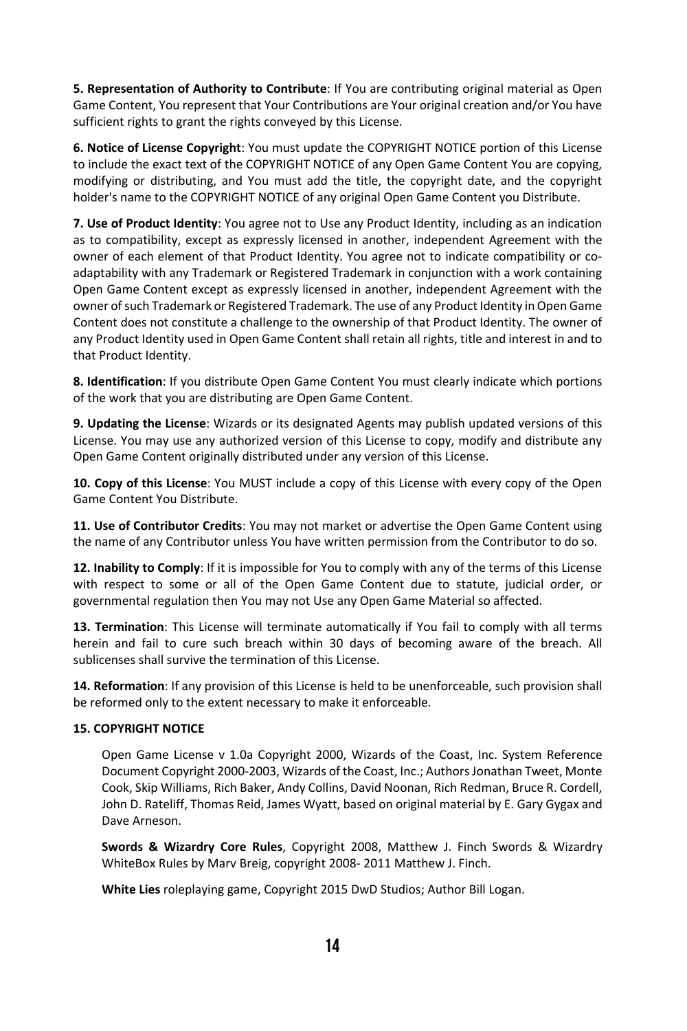**5. Representation of Authority to Contribute**: If You are contributing original material as Open Game Content, You represent that Your Contributions are Your original creation and/or You have sufficient rights to grant the rights conveyed by this License.

**6. Notice of License Copyright**: You must update the COPYRIGHT NOTICE portion of this License to include the exact text of the COPYRIGHT NOTICE of any Open Game Content You are copying, modifying or distributing, and You must add the title, the copyright date, and the copyright holder's name to the COPYRIGHT NOTICE of any original Open Game Content you Distribute.

**7. Use of Product Identity**: You agree not to Use any Product Identity, including as an indication as to compatibility, except as expressly licensed in another, independent Agreement with the owner of each element of that Product Identity. You agree not to indicate compatibility or co-adaptability with any Trademark or Registered Trademark in conjunction with a work containing Open Game Content except as expressly licensed in another, independent Agreement with the owner of such Trademark or Registered Trademark. The use of any Product Identity in Open Game Content does not constitute a challenge to the ownership of that Product Identity. The owner of any Product Identity used in Open Game Content shall retain all rights, title and interest in and to that Product Identity.

**8. Identification**: If you distribute Open Game Content You must clearly indicate which portions of the work that you are distributing are Open Game Content.

**9. Updating the License**: Wizards or its designated Agents may publish updated versions of this License. You may use any authorized version of this License to copy, modify and distribute any Open Game Content originally distributed under any version of this License.

**10. Copy of this License**: You MUST include a copy of this License with every copy of the Open Game Content You Distribute.

**11. Use of Contributor Credits**: You may not market or advertise the Open Game Content using the name of any Contributor unless You have written permission from the Contributor to do so.

**12. Inability to Comply**: If it is impossible for You to comply with any of the terms of this License with respect to some or all of the Open Game Content due to statute, judicial order, or governmental regulation then You may not Use any Open Game Material so affected.

**13. Termination**: This License will terminate automatically if You fail to comply with all terms herein and fail to cure such breach within 30 days of becoming aware of the breach. All sublicenses shall survive the termination of this License.

**14. Reformation**: If any provision of this License is held to be unenforceable, such provision shall be reformed only to the extent necessary to make it enforceable.

**15. COPYRIGHT NOTICE**

Open Game License v 1.0a Copyright 2000, Wizards of the Coast, Inc. System Reference Document Copyright 2000-2003, Wizards of the Coast, Inc.; Authors Jonathan Tweet, Monte Cook, Skip Williams, Rich Baker, Andy Collins, David Noonan, Rich Redman, Bruce R. Cordell, John D. Rateliff, Thomas Reid, James Wyatt, based on original material by E. Gary Gygax and Dave Arneson.

**Swords & Wizardry Core Rules**, Copyright 2008, Matthew J. Finch Swords & Wizardry WhiteBox Rules by Marv Breig, copyright 2008- 2011 Matthew J. Finch.

**White Lies** roleplaying game, Copyright 2015 DwD Studios; Author Bill Logan.